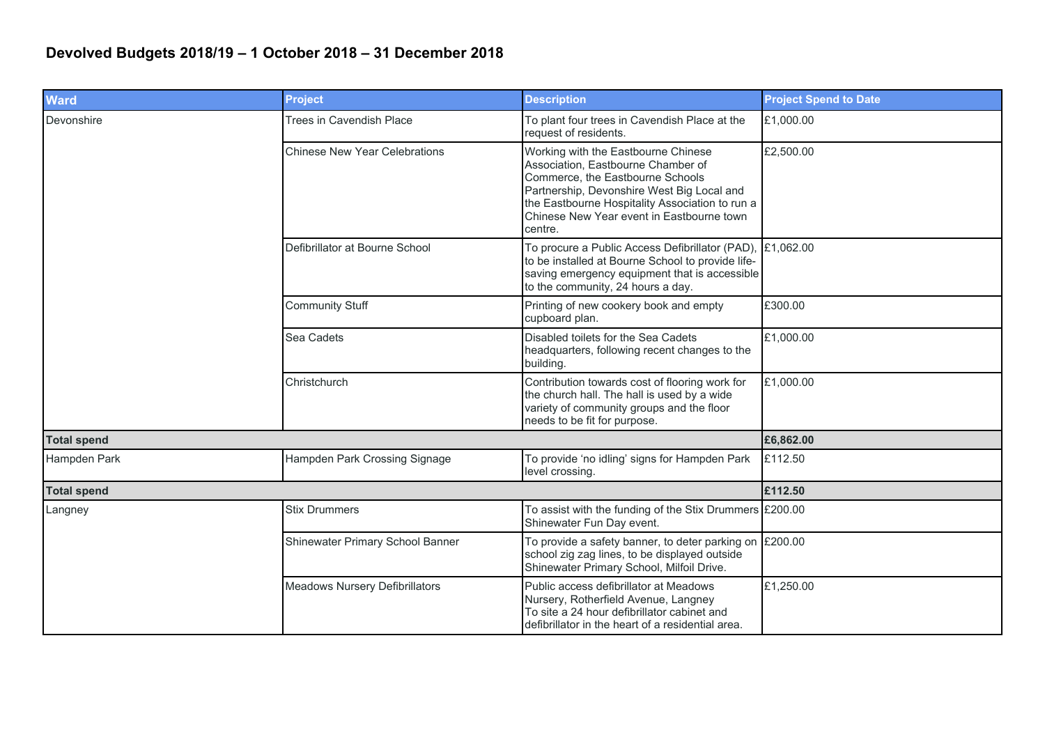## Devolved Budgets 2018/19 – 1 October 2018 – 31 December 2018

| Ward | Project | Description | Project Spend to Date |
|---|---|---|---|
| Devonshire | Trees in Cavendish Place | To plant four trees in Cavendish Place at the request of residents. | £1,000.00 |
| | Chinese New Year Celebrations | Working with the Eastbourne Chinese Association, Eastbourne Chamber of Commerce, the Eastbourne Schools Partnership, Devonshire West Big Local and the Eastbourne Hospitality Association to run a Chinese New Year event in Eastbourne town centre. | £2,500.00 |
| | Defibrillator at Bourne School | To procure a Public Access Defibrillator (PAD), to be installed at Bourne School to provide life-saving emergency equipment that is accessible to the community, 24 hours a day. | £1,062.00 |
| | Community Stuff | Printing of new cookery book and empty cupboard plan. | £300.00 |
| | Sea Cadets | Disabled toilets for the Sea Cadets headquarters, following recent changes to the building. | £1,000.00 |
| | Christchurch | Contribution towards cost of flooring work for the church hall. The hall is used by a wide variety of community groups and the floor needs to be fit for purpose. | £1,000.00 |
| **Total spend** | | | **£6,862.00** |
| Hampden Park | Hampden Park Crossing Signage | To provide 'no idling' signs for Hampden Park level crossing. | £112.50 |
| **Total spend** | | | **£112.50** |
| Langney | Stix Drummers | To assist with the funding of the Stix Drummers Shinewater Fun Day event. | £200.00 |
| | Shinewater Primary School Banner | To provide a safety banner, to deter parking on school zig zag lines, to be displayed outside Shinewater Primary School, Milfoil Drive. | £200.00 |
| | Meadows Nursery Defibrillators | Public access defibrillator at Meadows Nursery, Rotherfield Avenue, Langney To site a 24 hour defibrillator cabinet and defibrillator in the heart of a residential area. | £1,250.00 |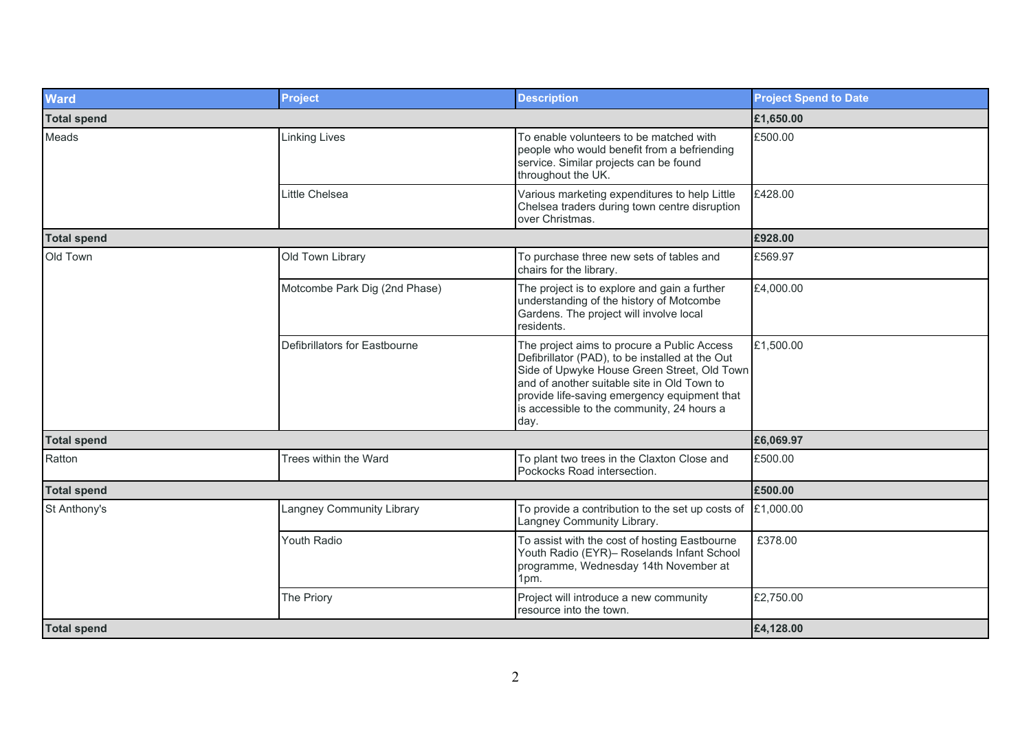| Ward | Project | Description | Project Spend to Date |
|---|---|---|---|
| **Total spend** | | | **£1,650.00** |
| Meads | Linking Lives | To enable volunteers to be matched with people who would benefit from a befriending service. Similar projects can be found throughout the UK. | £500.00 |
| | Little Chelsea | Various marketing expenditures to help Little Chelsea traders during town centre disruption over Christmas. | £428.00 |
| **Total spend** | | | **£928.00** |
| Old Town | Old Town Library | To purchase three new sets of tables and chairs for the library. | £569.97 |
| | Motcombe Park Dig (2nd Phase) | The project is to explore and gain a further understanding of the history of Motcombe Gardens. The project will involve local residents. | £4,000.00 |
| | Defibrillators for Eastbourne | The project aims to procure a Public Access Defibrillator (PAD), to be installed at the Out Side of Upwyke House Green Street, Old Town and of another suitable site in Old Town to provide life-saving emergency equipment that is accessible to the community, 24 hours a day. | £1,500.00 |
| **Total spend** | | | **£6,069.97** |
| Ratton | Trees within the Ward | To plant two trees in the Claxton Close and Pockocks Road intersection. | £500.00 |
| **Total spend** | | | **£500.00** |
| St Anthony's | Langney Community Library | To provide a contribution to the set up costs of Langney Community Library. | £1,000.00 |
| | Youth Radio | To assist with the cost of hosting Eastbourne Youth Radio (EYR)– Roselands Infant School programme, Wednesday 14th November at 1pm. | £378.00 |
| | The Priory | Project will introduce a new community resource into the town. | £2,750.00 |
| **Total spend** | | | **£4,128.00** |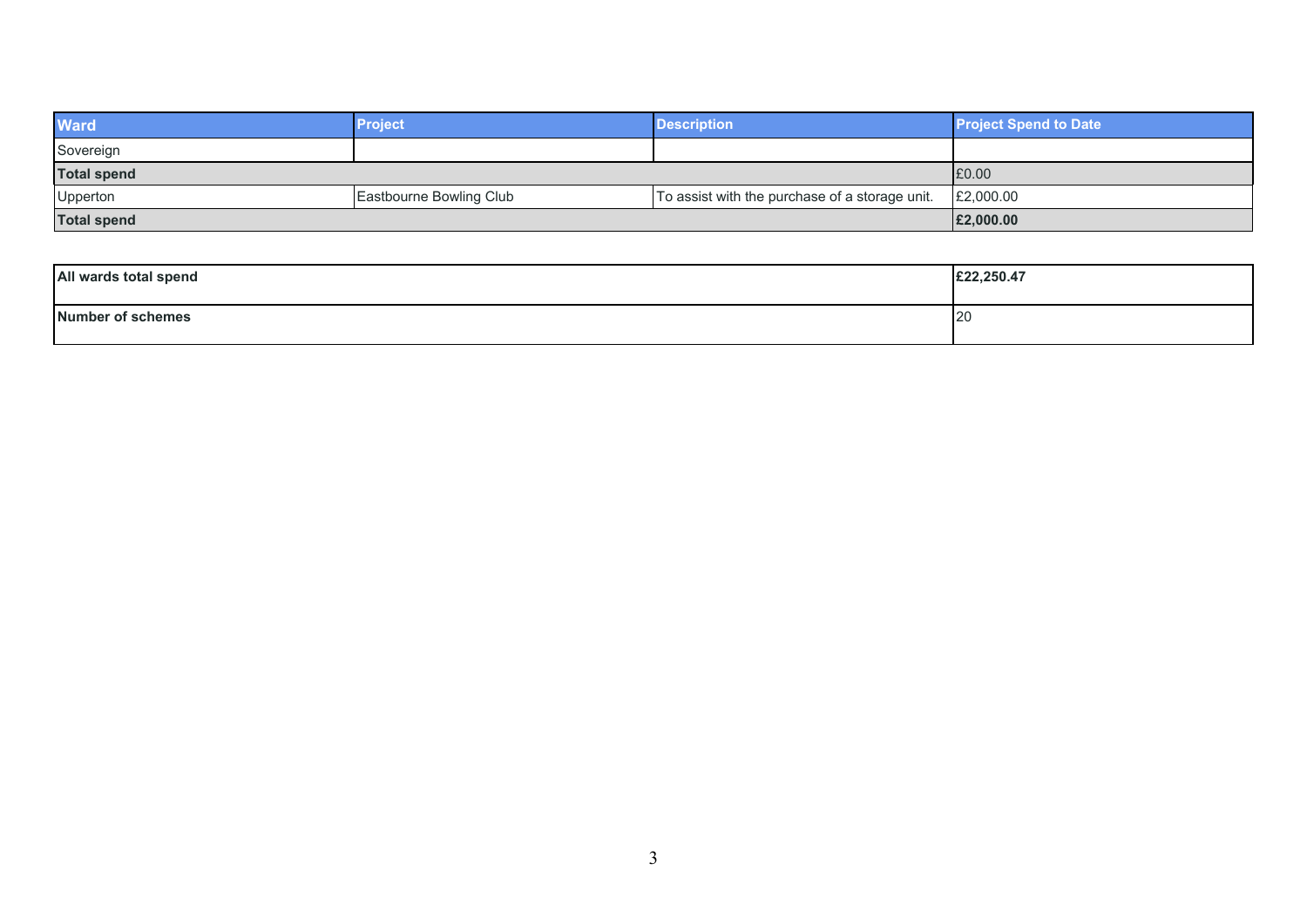| Ward | Project | Description | Project Spend to Date |
|---|---|---|---|
| Sovereign | | | |
| **Total spend** | | | £0.00 |
| Upperton | Eastbourne Bowling Club | To assist with the purchase of a storage unit. | £2,000.00 |
| **Total spend** | | | **£2,000.00** |

| | |
|---|---|
| **All wards total spend** | **£22,250.47** |
| **Number of schemes** | 20 |